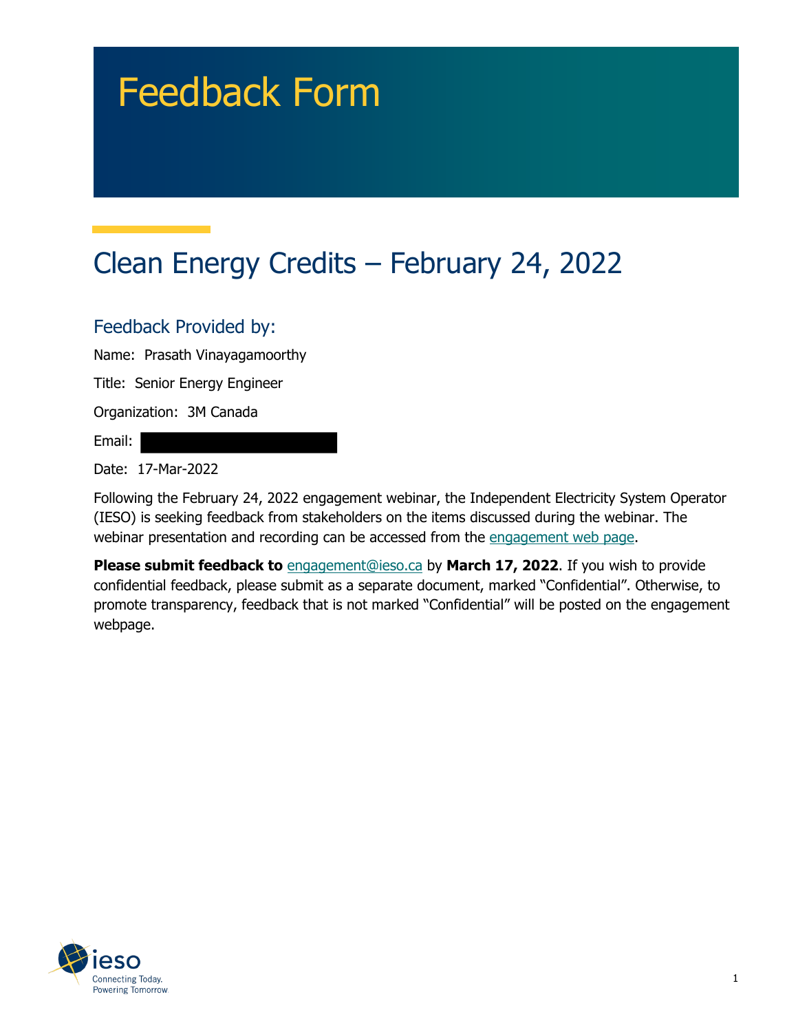# Feedback Form

## Clean Energy Credits – February 24, 2022

### Feedback Provided by:

Name: Prasath Vinayagamoorthy

Title: Senior Energy Engineer

Organization: 3M Canada

Email:

Date: 17-Mar-2022

Following the February 24, 2022 engagement webinar, the Independent Electricity System Operator (IESO) is seeking feedback from stakeholders on the items discussed during the webinar. The webinar presentation and recording can be accessed from the engagement web page.

**Please submit feedback to** engagement@ieso.ca by **March 17, 2022**. If you wish to provide confidential feedback, please submit as a separate document, marked "Confidential". Otherwise, to promote transparency, feedback that is not marked "Confidential" will be posted on the engagement webpage.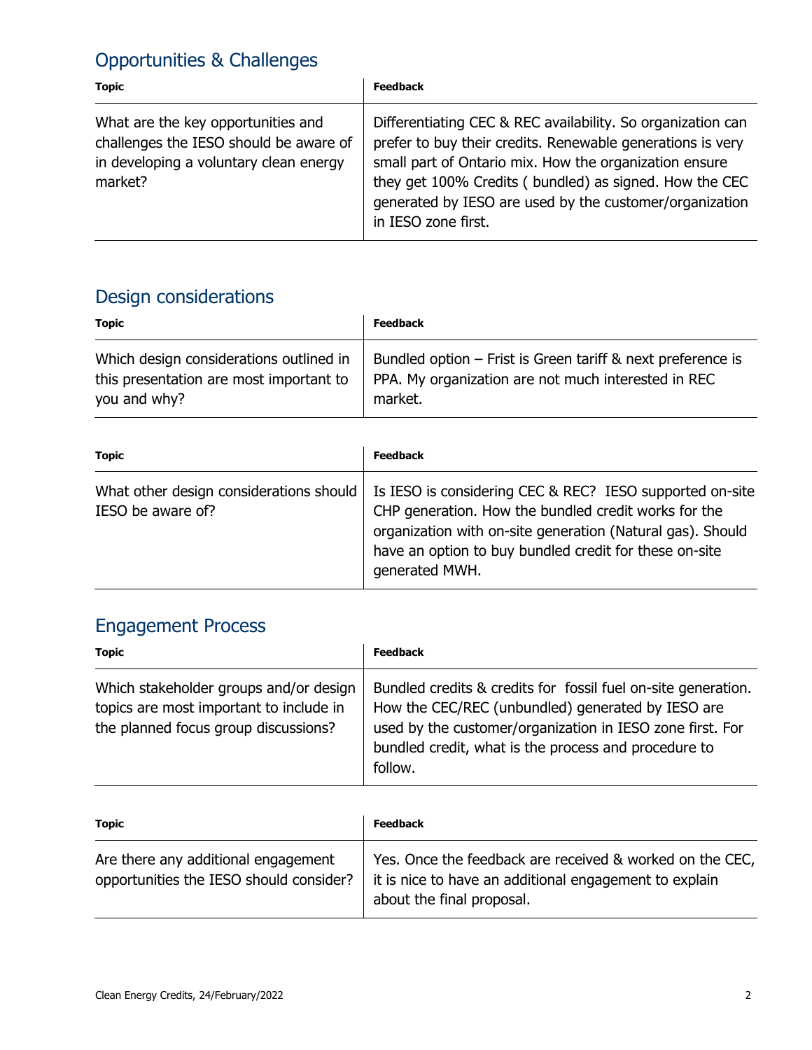## Opportunities & Challenges

| Topic | Feedback |
|---|---|
| What are the key opportunities and challenges the IESO should be aware of in developing a voluntary clean energy market? | Differentiating CEC & REC availability. So organization can prefer to buy their credits. Renewable generations is very small part of Ontario mix. How the organization ensure they get 100% Credits ( bundled) as signed. How the CEC generated by IESO are used by the customer/organization in IESO zone first. |

## Design considerations

| Topic | Feedback |
|---|---|
| Which design considerations outlined in this presentation are most important to you and why? | Bundled option – Frist is Green tariff & next preference is PPA. My organization are not much interested in REC market. |

| Topic | Feedback |
|---|---|
| What other design considerations should IESO be aware of? | Is IESO is considering CEC & REC? IESO supported on-site CHP generation. How the bundled credit works for the organization with on-site generation (Natural gas). Should have an option to buy bundled credit for these on-site generated MWH. |

## Engagement Process

| Topic | Feedback |
|---|---|
| Which stakeholder groups and/or design topics are most important to include in the planned focus group discussions? | Bundled credits & credits for fossil fuel on-site generation. How the CEC/REC (unbundled) generated by IESO are used by the customer/organization in IESO zone first. For bundled credit, what is the process and procedure to follow. |

| Topic | Feedback |
|---|---|
| Are there any additional engagement opportunities the IESO should consider? | Yes. Once the feedback are received & worked on the CEC, it is nice to have an additional engagement to explain about the final proposal. |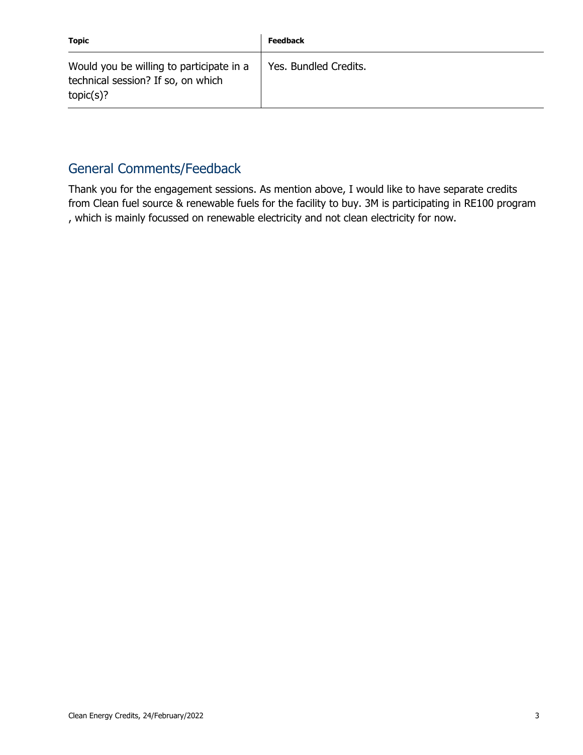| Topic | Feedback |
|---|---|
| Would you be willing to participate in a technical session? If so, on which topic(s)? | Yes. Bundled Credits. |

## General Comments/Feedback

Thank you for the engagement sessions. As mention above, I would like to have separate credits from Clean fuel source & renewable fuels for the facility to buy. 3M is participating in RE100 program , which is mainly focussed on renewable electricity and not clean electricity for now.